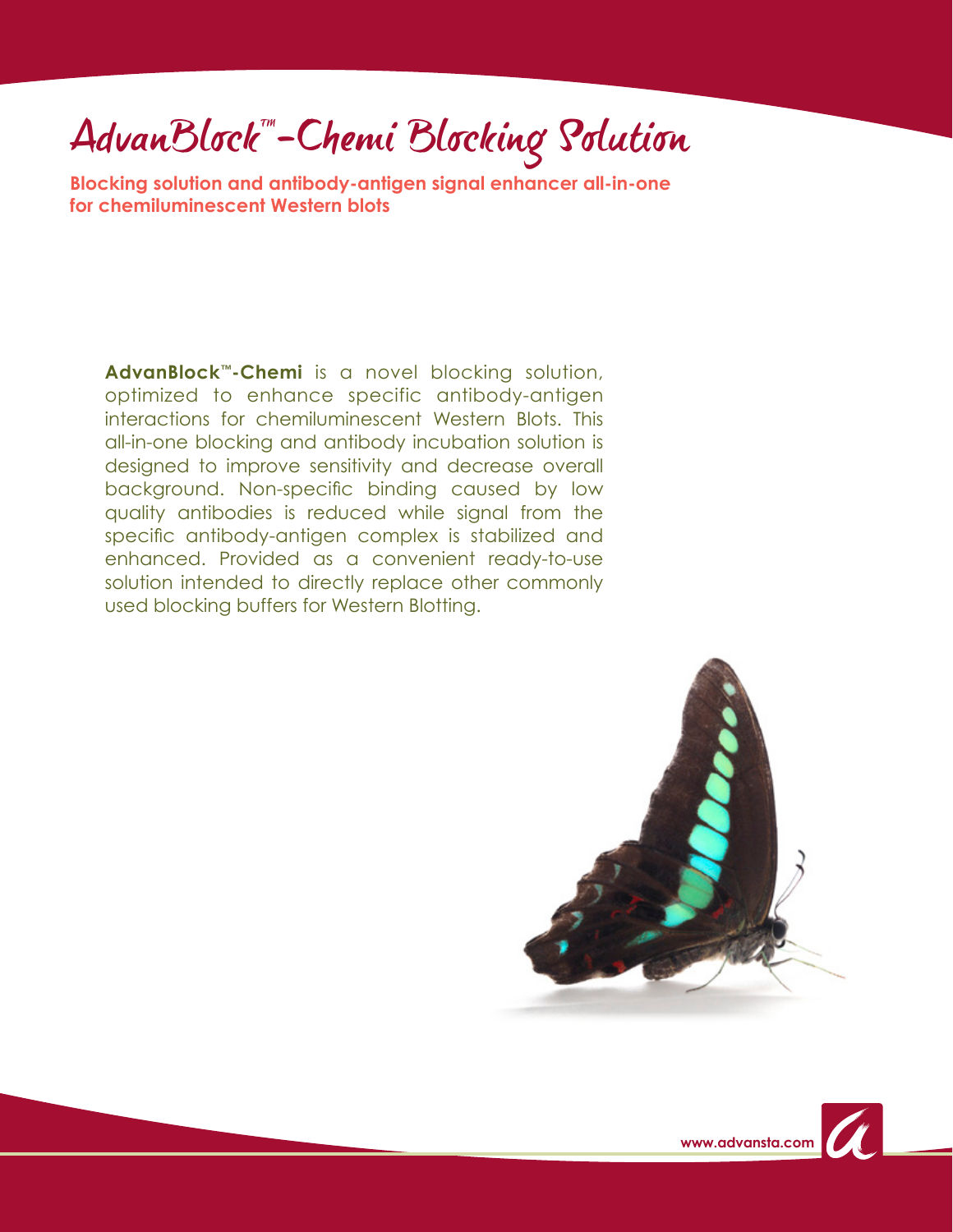# AdvanBlock™-Chemi Blocking Solution

**Blocking solution and antibody-antigen signal enhancer all-in-one for chemiluminescent Western blots**

**AdvanBlock™-Chemi** is a novel blocking solution, optimized to enhance specific antibody-antigen interactions for chemiluminescent Western Blots. This all-in-one blocking and antibody incubation solution is designed to improve sensitivity and decrease overall background. Non-specific binding caused by low quality antibodies is reduced while signal from the specific antibody-antigen complex is stabilized and enhanced. Provided as a convenient ready-to-use solution intended to directly replace other commonly used blocking buffers for Western Blotting.

www.advansta.com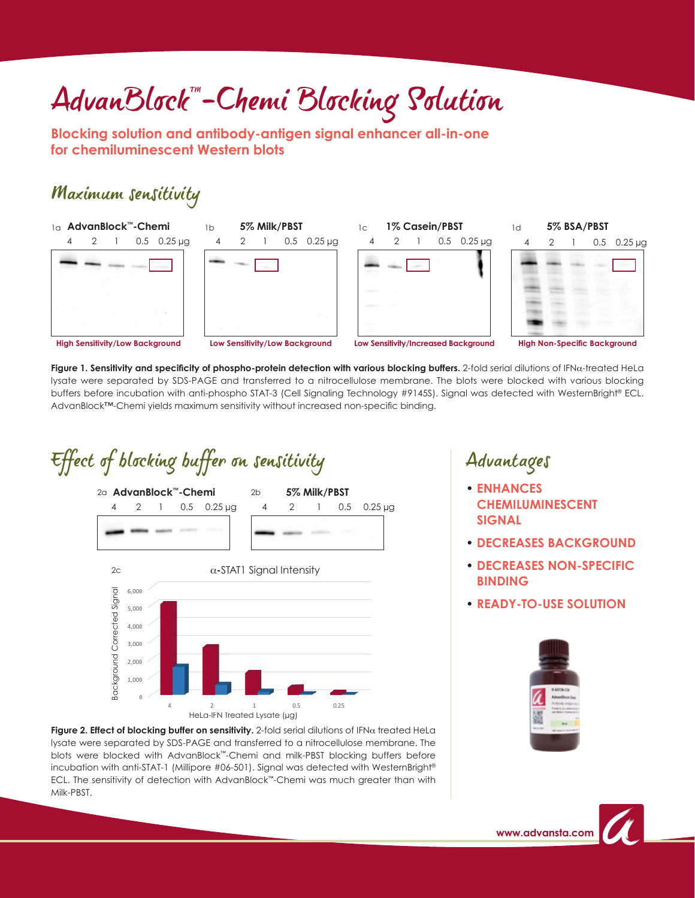# AdvanBlock™-Chemi Blocking Solution

**Blocking solution and antibody-antigen signal enhancer all-in-one for chemiluminescent Western blots**

## Maximum sensitivity

1a **AdvanBlock™-Chemi** — 4, 2, 1, 0.5, 0.25 µg — High Sensitivity/Low Background

1b **5% Milk/PBST** — 4, 2, 1, 0.5, 0.25 µg — Low Sensitivity/Low Background

1c **1% Casein/PBST** — 4, 2, 1, 0.5, 0.25 µg — Low Sensitivity/Increased Background

1d **5% BSA/PBST** — 4, 2, 1, 0.5, 0.25 µg — High Non-Specific Background

**Figure 1. Sensitivity and specificity of phospho-protein detection with various blocking buffers.** 2-fold serial dilutions of IFNα-treated HeLa lysate were separated by SDS-PAGE and transferred to a nitrocellulose membrane. The blots were blocked with various blocking buffers before incubation with anti-phospho STAT-3 (Cell Signaling Technology #9145S). Signal was detected with WesternBright® ECL. AdvanBlock™-Chemi yields maximum sensitivity without increased non-specific binding.

## Effect of blocking buffer on sensitivity

2a **AdvanBlock™-Chemi** — 4, 2, 1, 0.5, 0.25 µg

2b **5% Milk/PBST** — 4, 2, 1, 0.5, 0.25 µg

2c α-STAT1 Signal Intensity

(Y-axis: Background Corrected Signal, 0–6,000; X-axis: HeLa-IFN Treated Lysate (µg): 4, 2, 1, 0.5, 0.25)

**Figure 2. Effect of blocking buffer on sensitivity.** 2-fold serial dilutions of IFNα treated HeLa lysate were separated by SDS-PAGE and transferred to a nitrocellulose membrane. The blots were blocked with AdvanBlock™-Chemi and milk-PBST blocking buffers before incubation with anti-STAT-1 (Millipore #06-501). Signal was detected with WesternBright® ECL. The sensitivity of detection with AdvanBlock™-Chemi was much greater than with Milk-PBST.

## Advantages

- **ENHANCES CHEMILUMINESCENT SIGNAL**
- **DECREASES BACKGROUND**
- **DECREASES NON-SPECIFIC BINDING**
- **READY-TO-USE SOLUTION**

www.advansta.com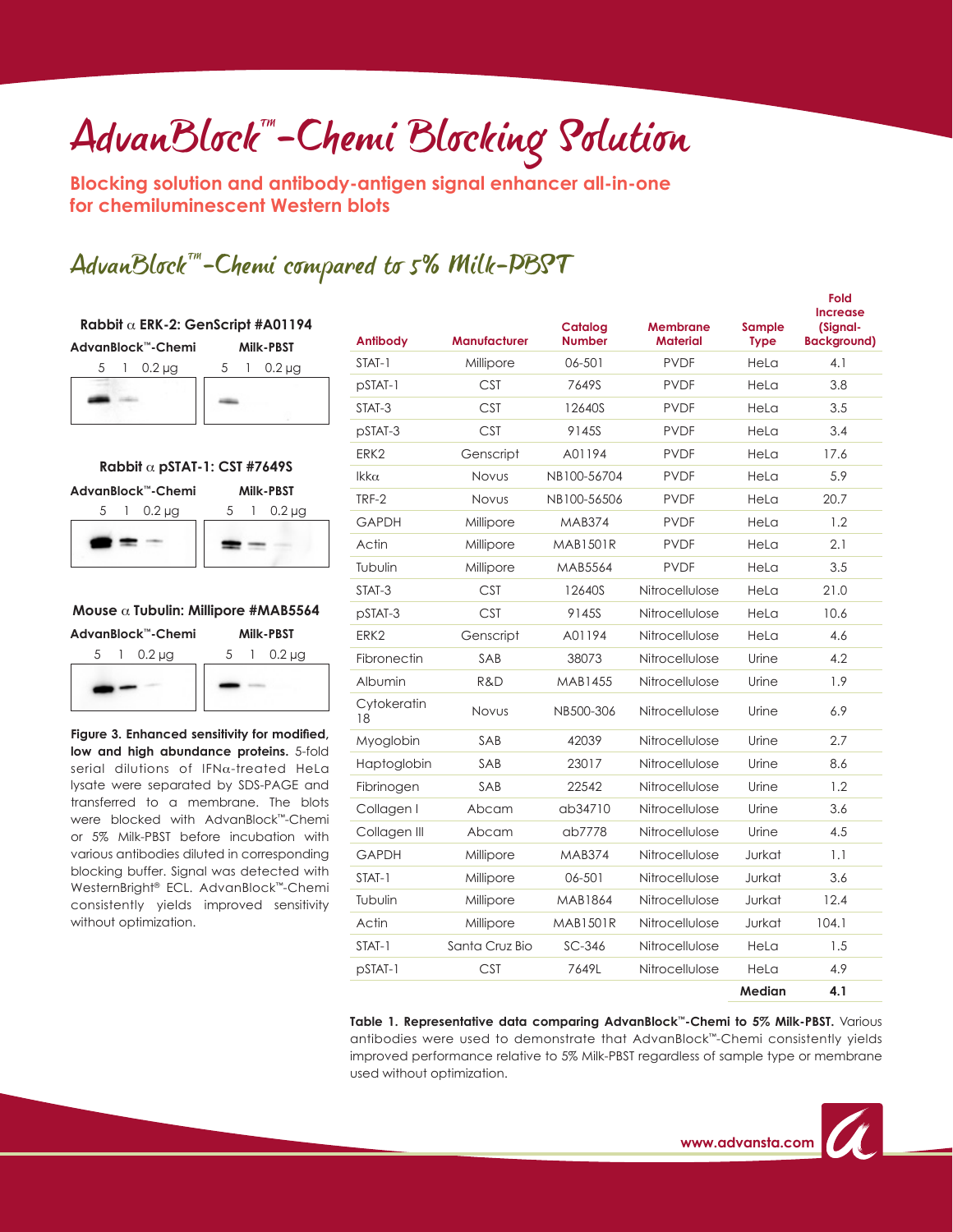# AdvanBlock™-Chemi Blocking Solution

**Blocking solution and antibody-antigen signal enhancer all-in-one for chemiluminescent Western blots**

## AdvanBlock™-Chemi compared to 5% Milk-PBST

**Rabbit α ERK-2: GenScript #A01194**

AdvanBlock™-Chemi: 5, 1, 0.2 µg — Milk-PBST: 5, 1, 0.2 µg

**Rabbit α pSTAT-1: CST #7649S**

AdvanBlock™-Chemi: 5, 1, 0.2 µg — Milk-PBST: 5, 1, 0.2 µg

**Mouse α Tubulin: Millipore #MAB5564**

AdvanBlock™-Chemi: 5, 1, 0.2 µg — Milk-PBST: 5, 1, 0.2 µg

**Figure 3. Enhanced sensitivity for modified, low and high abundance proteins.** 5-fold serial dilutions of IFNα-treated HeLa lysate were separated by SDS-PAGE and transferred to a membrane. The blots were blocked with AdvanBlock™-Chemi or 5% Milk-PBST before incubation with various antibodies diluted in corresponding blocking buffer. Signal was detected with WesternBright® ECL. AdvanBlock™-Chemi consistently yields improved sensitivity without optimization.

| Antibody | Manufacturer | Catalog Number | Membrane Material | Sample Type | Fold Increase (Signal-Background) |
|---|---|---|---|---|---|
| STAT-1 | Millipore | 06-501 | PVDF | HeLa | 4.1 |
| pSTAT-1 | CST | 7649S | PVDF | HeLa | 3.8 |
| STAT-3 | CST | 12640S | PVDF | HeLa | 3.5 |
| pSTAT-3 | CST | 9145S | PVDF | HeLa | 3.4 |
| ERK2 | Genscript | A01194 | PVDF | HeLa | 17.6 |
| Ikkα | Novus | NB100-56704 | PVDF | HeLa | 5.9 |
| TRF-2 | Novus | NB100-56506 | PVDF | HeLa | 20.7 |
| GAPDH | Millipore | MAB374 | PVDF | HeLa | 1.2 |
| Actin | Millipore | MAB1501R | PVDF | HeLa | 2.1 |
| Tubulin | Millipore | MAB5564 | PVDF | HeLa | 3.5 |
| STAT-3 | CST | 12640S | Nitrocellulose | HeLa | 21.0 |
| pSTAT-3 | CST | 9145S | Nitrocellulose | HeLa | 10.6 |
| ERK2 | Genscript | A01194 | Nitrocellulose | HeLa | 4.6 |
| Fibronectin | SAB | 38073 | Nitrocellulose | Urine | 4.2 |
| Albumin | R&D | MAB1455 | Nitrocellulose | Urine | 1.9 |
| Cytokeratin 18 | Novus | NB500-306 | Nitrocellulose | Urine | 6.9 |
| Myoglobin | SAB | 42039 | Nitrocellulose | Urine | 2.7 |
| Haptoglobin | SAB | 23017 | Nitrocellulose | Urine | 8.6 |
| Fibrinogen | SAB | 22542 | Nitrocellulose | Urine | 1.2 |
| Collagen I | Abcam | ab34710 | Nitrocellulose | Urine | 3.6 |
| Collagen III | Abcam | ab7778 | Nitrocellulose | Urine | 4.5 |
| GAPDH | Millipore | MAB374 | Nitrocellulose | Jurkat | 1.1 |
| STAT-1 | Millipore | 06-501 | Nitrocellulose | Jurkat | 3.6 |
| Tubulin | Millipore | MAB1864 | Nitrocellulose | Jurkat | 12.4 |
| Actin | Millipore | MAB1501R | Nitrocellulose | Jurkat | 104.1 |
| STAT-1 | Santa Cruz Bio | SC-346 | Nitrocellulose | HeLa | 1.5 |
| pSTAT-1 | CST | 7649L | Nitrocellulose | HeLa | 4.9 |
| | | | | **Median** | **4.1** |

**Table 1. Representative data comparing AdvanBlock™-Chemi to 5% Milk-PBST.** Various antibodies were used to demonstrate that AdvanBlock™-Chemi consistently yields improved performance relative to 5% Milk-PBST regardless of sample type or membrane used without optimization.

www.advansta.com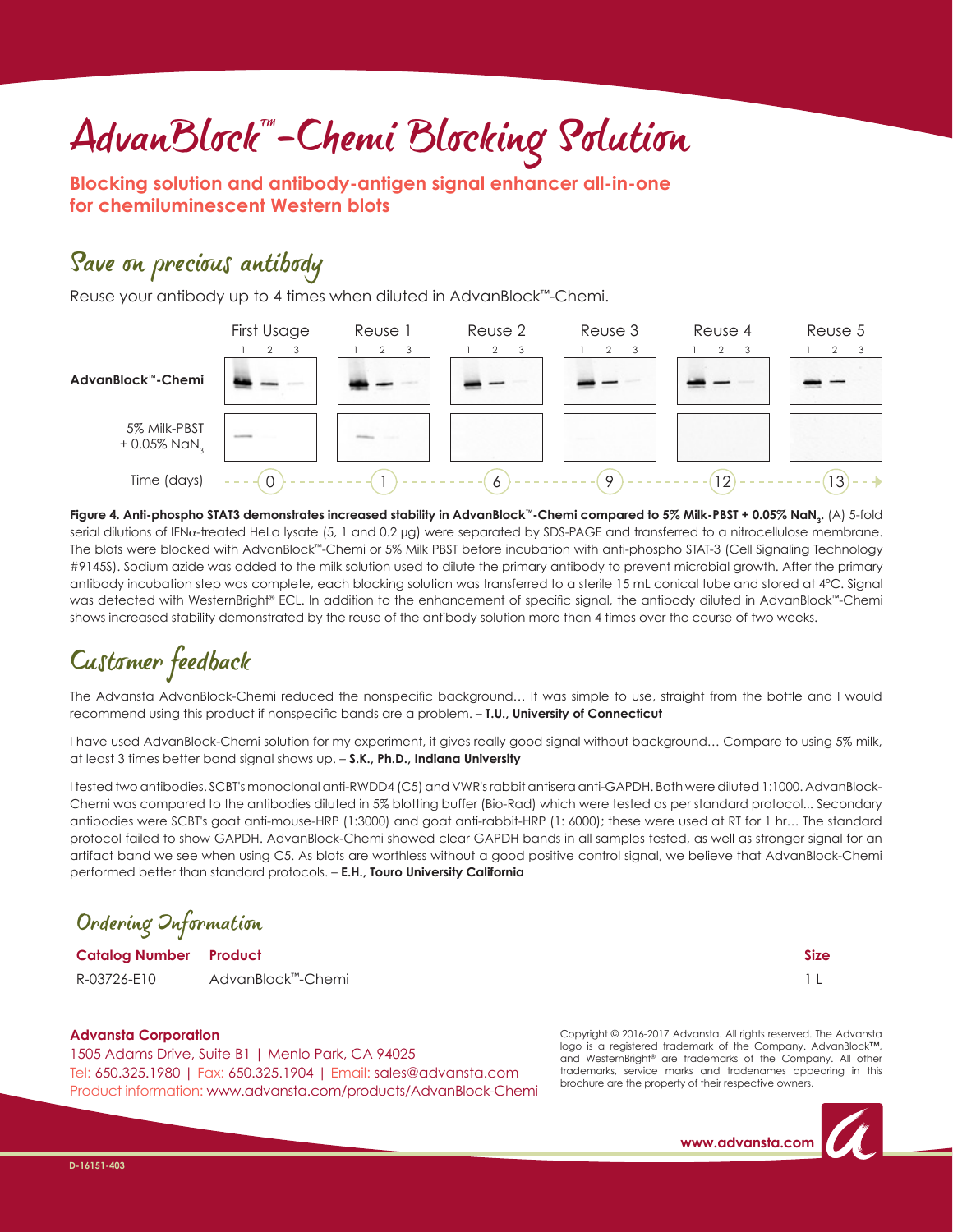# AdvanBlock™-Chemi Blocking Solution

**Blocking solution and antibody-antigen signal enhancer all-in-one for chemiluminescent Western blots**

## Save on precious antibody

Reuse your antibody up to 4 times when diluted in AdvanBlock™-Chemi.

First Usage
Reuse 1
Reuse 2
Reuse 3
Reuse 4
Reuse 5
1 2 3
AdvanBlock™-Chemi
5% Milk-PBST + 0.05% $NaN_3$
Time (days)
0
1
6
9
12
13

**Figure 4. Anti-phospho STAT3 demonstrates increased stability in AdvanBlock™-Chemi compared to 5% Milk-PBST + 0.05% $NaN_3$.** (A) 5-fold serial dilutions of IFNα-treated HeLa lysate (5, 1 and 0.2 µg) were separated by SDS-PAGE and transferred to a nitrocellulose membrane. The blots were blocked with AdvanBlock™-Chemi or 5% Milk PBST before incubation with anti-phospho STAT-3 (Cell Signaling Technology #9145S). Sodium azide was added to the milk solution used to dilute the primary antibody to prevent microbial growth. After the primary antibody incubation step was complete, each blocking solution was transferred to a sterile 15 mL conical tube and stored at 4°C. Signal was detected with WesternBright® ECL. In addition to the enhancement of specific signal, the antibody diluted in AdvanBlock™-Chemi shows increased stability demonstrated by the reuse of the antibody solution more than 4 times over the course of two weeks.

## Customer feedback

The Advansta AdvanBlock-Chemi reduced the nonspecific background… It was simple to use, straight from the bottle and I would recommend using this product if nonspecific bands are a problem. – **T.U., University of Connecticut**

I have used AdvanBlock-Chemi solution for my experiment, it gives really good signal without background… Compare to using 5% milk, at least 3 times better band signal shows up. – **S.K., Ph.D., Indiana University**

I tested two antibodies. SCBT's monoclonal anti-RWDD4 (C5) and VWR's rabbit antisera anti-GAPDH. Both were diluted 1:1000. AdvanBlock-Chemi was compared to the antibodies diluted in 5% blotting buffer (Bio-Rad) which were tested as per standard protocol... Secondary antibodies were SCBT's goat anti-mouse-HRP (1:3000) and goat anti-rabbit-HRP (1: 6000); these were used at RT for 1 hr… The standard protocol failed to show GAPDH. AdvanBlock-Chemi showed clear GAPDH bands in all samples tested, as well as stronger signal for an artifact band we see when using C5. As blots are worthless without a good positive control signal, we believe that AdvanBlock-Chemi performed better than standard protocols. – **E.H., Touro University California**

## Ordering Information

| Catalog Number | Product | Size |
|---|---|---|
| R-03726-E10 | AdvanBlock™-Chemi | 1 L |

**Advansta Corporation**
1505 Adams Drive, Suite B1 | Menlo Park, CA 94025
Tel: 650.325.1980 | Fax: 650.325.1904 | Email: sales@advansta.com
Product information: www.advansta.com/products/AdvanBlock-Chemi

Copyright © 2016-2017 Advansta. All rights reserved. The Advansta logo is a registered trademark of the Company. AdvanBlock™, and WesternBright® are trademarks of the Company. All other trademarks, service marks and tradenames appearing in this brochure are the property of their respective owners.

www.advansta.com

D-16151-403